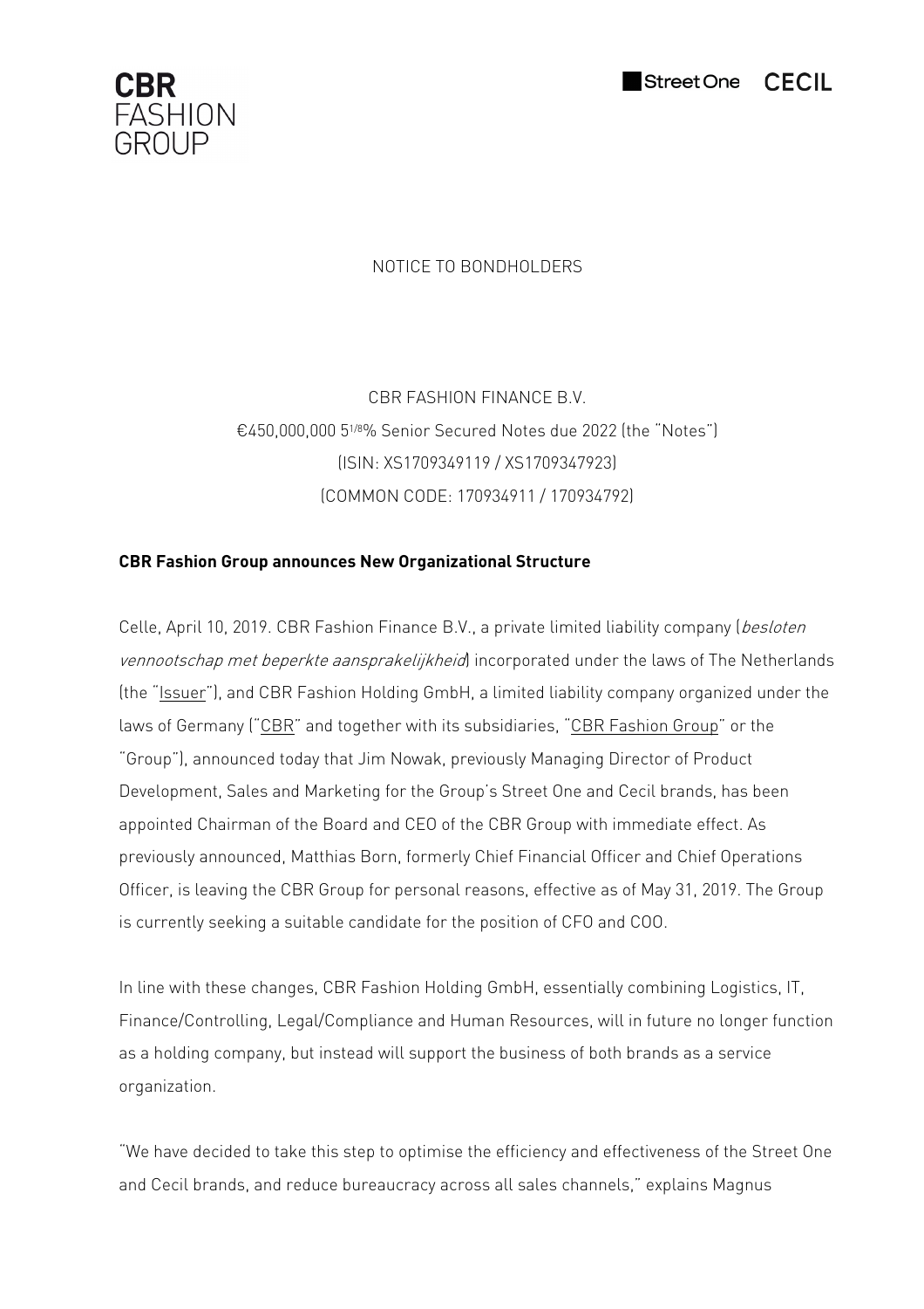CBR FASHION GROUP

Street One CECIL

NOTICE TO BONDHOLDERS

CBR FASHION FINANCE B.V.

€450,000,000 5 1/8% Senior Secured Notes due 2022 (the "Notes")

(ISIN: XS1709349119 / XS1709347923)

(COMMON CODE: 170934911 / 170934792)

**CBR Fashion Group announces New Organizational Structure**

Celle, April 10, 2019. CBR Fashion Finance B.V., a private limited liability company (*besloten vennootschap met beperkte aansprakelijkheid*) incorporated under the laws of The Netherlands (the "Issuer"), and CBR Fashion Holding GmbH, a limited liability company organized under the laws of Germany ("CBR" and together with its subsidiaries, "CBR Fashion Group" or the "Group"), announced today that Jim Nowak, previously Managing Director of Product Development, Sales and Marketing for the Group's Street One and Cecil brands, has been appointed Chairman of the Board and CEO of the CBR Group with immediate effect. As previously announced, Matthias Born, formerly Chief Financial Officer and Chief Operations Officer, is leaving the CBR Group for personal reasons, effective as of May 31, 2019. The Group is currently seeking a suitable candidate for the position of CFO and COO.

In line with these changes, CBR Fashion Holding GmbH, essentially combining Logistics, IT, Finance/Controlling, Legal/Compliance and Human Resources, will in future no longer function as a holding company, but instead will support the business of both brands as a service organization.

"We have decided to take this step to optimise the efficiency and effectiveness of the Street One and Cecil brands, and reduce bureaucracy across all sales channels," explains Magnus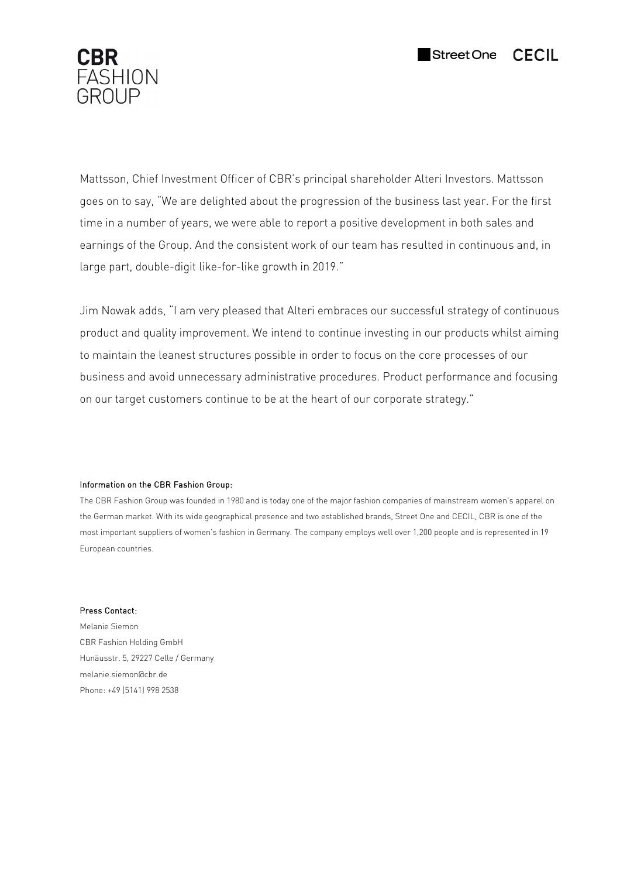Mattsson, Chief Investment Officer of CBR's principal shareholder Alteri Investors. Mattsson goes on to say, "We are delighted about the progression of the business last year. For the first time in a number of years, we were able to report a positive development in both sales and earnings of the Group. And the consistent work of our team has resulted in continuous and, in large part, double-digit like-for-like growth in 2019."

Jim Nowak adds, "I am very pleased that Alteri embraces our successful strategy of continuous product and quality improvement. We intend to continue investing in our products whilst aiming to maintain the leanest structures possible in order to focus on the core processes of our business and avoid unnecessary administrative procedures. Product performance and focusing on our target customers continue to be at the heart of our corporate strategy."

**Information on the CBR Fashion Group:**

The CBR Fashion Group was founded in 1980 and is today one of the major fashion companies of mainstream women's apparel on the German market. With its wide geographical presence and two established brands, Street One and CECIL, CBR is one of the most important suppliers of women's fashion in Germany. The company employs well over 1,200 people and is represented in 19 European countries.

**Press Contact:**

Melanie Siemon
CBR Fashion Holding GmbH
Hunäusstr. 5, 29227 Celle / Germany
melanie.siemon@cbr.de
Phone: +49 (5141) 998 2538